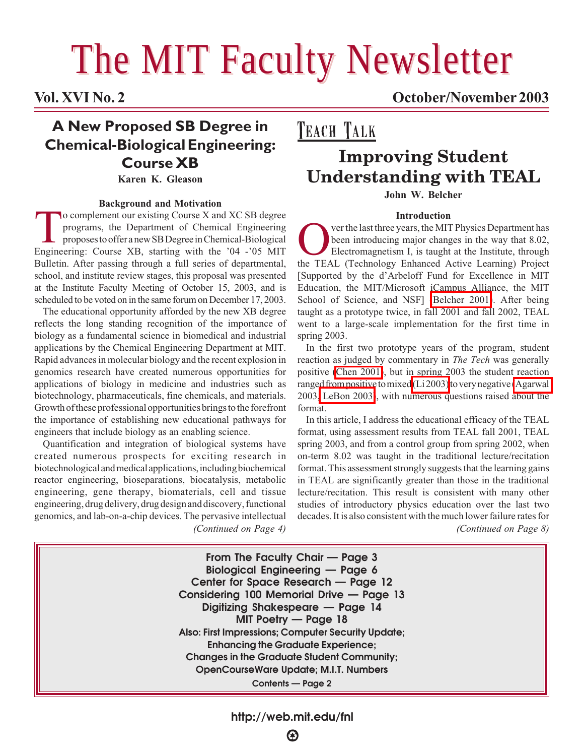# The MIT Faculty Newsletter

**Vol. XVI No. 2** **October/November 2003**

## A New Proposed SB Degree in Chemical-Biological Engineering: Course XB

**Karen K. Gleason**

### Background and Motivation

To complement our existing Course X and XC SB degree programs, the Department of Chemical Engineering proposes to offer a new SB Degree in Chemical-Biological Engineering: Course XB, starting with the '04 -'05 MIT Bulletin. After passing through a full series of departmental, school, and institute review stages, this proposal was presented at the Institute Faculty Meeting of October 15, 2003, and is scheduled to be voted on in the same forum on December 17, 2003.

The educational opportunity afforded by the new XB degree reflects the long standing recognition of the importance of biology as a fundamental science in biomedical and industrial applications by the Chemical Engineering Department at MIT. Rapid advances in molecular biology and the recent explosion in genomics research have created numerous opportunities for applications of biology in medicine and industries such as biotechnology, pharmaceuticals, fine chemicals, and materials. Growth of these professional opportunities brings to the forefront the importance of establishing new educational pathways for engineers that include biology as an enabling science.

Quantification and integration of biological systems have created numerous prospects for exciting research in biotechnological and medical applications, including biochemical reactor engineering, bioseparations, biocatalysis, metabolic engineering, gene therapy, biomaterials, cell and tissue engineering, drug delivery, drug design and discovery, functional genomics, and lab-on-a-chip devices. The pervasive intellectual

*(Continued on Page 4)*

---

**Teach Talk**

## Improving Student Understanding with TEAL

**John W. Belcher**

### Introduction

Over the last three years, the MIT Physics Department has been introducing major changes in the way that 8.02, Electromagnetism I, is taught at the Institute, through the TEAL (Technology Enhanced Active Learning) Project [Supported by the d'Arbeloff Fund for Excellence in MIT Education, the MIT/Microsoft iCampus Alliance, the MIT School of Science, and NSF] [Belcher 2001]. After being taught as a prototype twice, in fall 2001 and fall 2002, TEAL went to a large-scale implementation for the first time in spring 2003.

In the first two prototype years of the program, student reaction as judged by commentary in *The Tech* was generally positive [Chen 2001], but in spring 2003 the student reaction ranged from positive to mixed [Li 2003] to very negative [Agarwal 2003, LeBon 2003], with numerous questions raised about the format.

In this article, I address the educational efficacy of the TEAL format, using assessment results from TEAL fall 2001, TEAL spring 2003, and from a control group from spring 2002, when on-term 8.02 was taught in the traditional lecture/recitation format. This assessment strongly suggests that the learning gains in TEAL are significantly greater than those in the traditional lecture/recitation. This result is consistent with many other studies of introductory physics education over the last two decades. It is also consistent with the much lower failure rates for

*(Continued on Page 8)*

---

**From The Faculty Chair — Page 3**
**Biological Engineering — Page 6**
**Center for Space Research — Page 12**
**Considering 100 Memorial Drive — Page 13**
**Digitizing Shakespeare — Page 14**
**MIT Poetry — Page 18**
**Also: First Impressions; Computer Security Update; Enhancing the Graduate Experience; Changes in the Graduate Student Community; OpenCourseWare Update; M.I.T. Numbers**
**Contents — Page 2**

**http://web.mit.edu/fnl**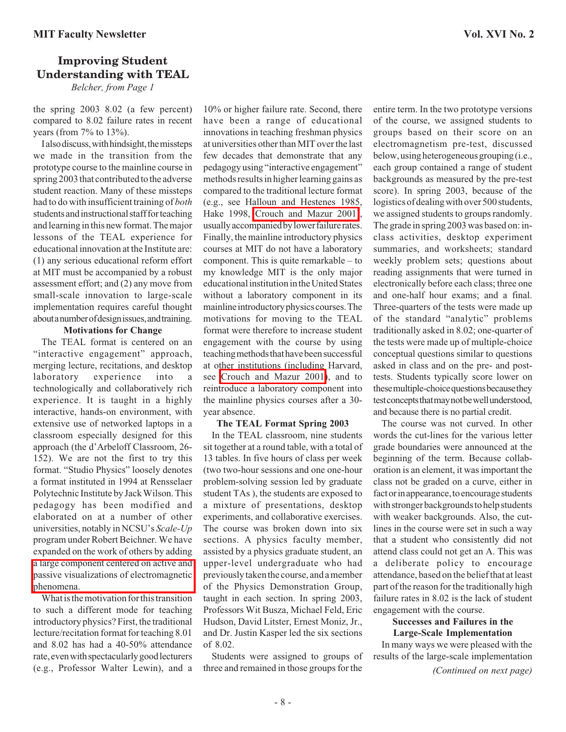## Improving Student Understanding with TEAL

*Belcher, from Page 1*

the spring 2003 8.02 (a few percent) compared to 8.02 failure rates in recent years (from 7% to 13%).

I also discuss, with hindsight, the missteps we made in the transition from the prototype course to the mainline course in spring 2003 that contributed to the adverse student reaction. Many of these missteps had to do with insufficient training of *both* students and instructional staff for teaching and learning in this new format. The major lessons of the TEAL experience for educational innovation at the Institute are: (1) any serious educational reform effort at MIT must be accompanied by a robust assessment effort; and (2) any move from small-scale innovation to large-scale implementation requires careful thought about a number of design issues, and training.

### Motivations for Change

The TEAL format is centered on an "interactive engagement" approach, merging lecture, recitations, and desktop laboratory experience into a technologically and collaboratively rich experience. It is taught in a highly interactive, hands-on environment, with extensive use of networked laptops in a classroom especially designed for this approach (the d'Arbeloff Classroom, 26-152). We are not the first to try this format. "Studio Physics" loosely denotes a format instituted in 1994 at Rensselaer Polytechnic Institute by Jack Wilson. This pedagogy has been modified and elaborated on at a number of other universities, notably in NCSU's *Scale-Up* program under Robert Beichner. We have expanded on the work of others by adding a large component centered on active and passive visualizations of electromagnetic phenomena.

What is the motivation for this transition to such a different mode for teaching introductory physics? First, the traditional lecture/recitation format for teaching 8.01 and 8.02 has had a 40-50% attendance rate, even with spectacularly good lecturers (e.g., Professor Walter Lewin), and a 10% or higher failure rate. Second, there have been a range of educational innovations in teaching freshman physics at universities other than MIT over the last few decades that demonstrate that any pedagogy using "interactive engagement" methods results in higher learning gains as compared to the traditional lecture format (e.g., see Halloun and Hestenes 1985, Hake 1998, Crouch and Mazur 2001), usually accompanied by lower failure rates. Finally, the mainline introductory physics courses at MIT do not have a laboratory component. This is quite remarkable – to my knowledge MIT is the only major educational institution in the United States without a laboratory component in its mainline introductory physics courses. The motivations for moving to the TEAL format were therefore to increase student engagement with the course by using teaching methods that have been successful at other institutions (including Harvard, see Crouch and Mazur 2001), and to reintroduce a laboratory component into the mainline physics courses after a 30-year absence.

### The TEAL Format Spring 2003

In the TEAL classroom, nine students sit together at a round table, with a total of 13 tables. In five hours of class per week (two two-hour sessions and one one-hour problem-solving session led by graduate student TAs ), the students are exposed to a mixture of presentations, desktop experiments, and collaborative exercises. The course was broken down into six sections. A physics faculty member, assisted by a physics graduate student, an upper-level undergraduate who had previously taken the course, and a member of the Physics Demonstration Group, taught in each section. In spring 2003, Professors Wit Busza, Michael Feld, Eric Hudson, David Litster, Ernest Moniz, Jr., and Dr. Justin Kasper led the six sections of 8.02.

Students were assigned to groups of three and remained in those groups for the entire term. In the two prototype versions of the course, we assigned students to groups based on their score on an electromagnetism pre-test, discussed below, using heterogeneous grouping (i.e., each group contained a range of student backgrounds as measured by the pre-test score). In spring 2003, because of the logistics of dealing with over 500 students, we assigned students to groups randomly. The grade in spring 2003 was based on: in-class activities, desktop experiment summaries, and worksheets; standard weekly problem sets; questions about reading assignments that were turned in electronically before each class; three one and one-half hour exams; and a final. Three-quarters of the tests were made up of the standard "analytic" problems traditionally asked in 8.02; one-quarter of the tests were made up of multiple-choice conceptual questions similar to questions asked in class and on the pre- and post-tests. Students typically score lower on these multiple-choice questions because they test concepts that may not be well understood, and because there is no partial credit.

The course was not curved. In other words the cut-lines for the various letter grade boundaries were announced at the beginning of the term. Because collaboration is an element, it was important the class not be graded on a curve, either in fact or in appearance, to encourage students with stronger backgrounds to help students with weaker backgrounds. Also, the cut-lines in the course were set in such a way that a student who consistently did not attend class could not get an A. This was a deliberate policy to encourage attendance, based on the belief that at least part of the reason for the traditionally high failure rates in 8.02 is the lack of student engagement with the course.

### Successes and Failures in the Large-Scale Implementation

In many ways we were pleased with the results of the large-scale implementation

*(Continued on next page)*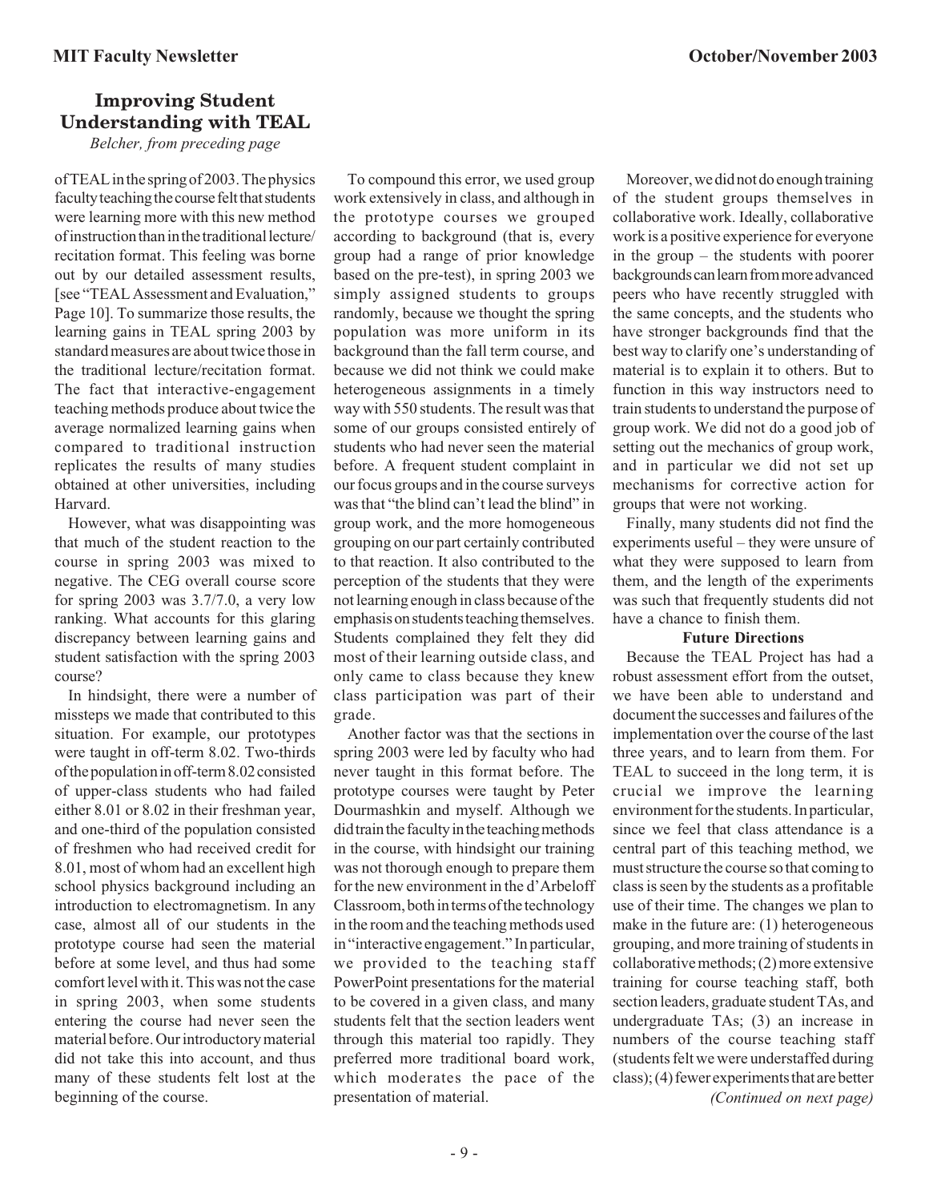## Improving Student Understanding with TEAL

*Belcher, from preceding page*

of TEAL in the spring of 2003. The physics faculty teaching the course felt that students were learning more with this new method of instruction than in the traditional lecture/recitation format. This feeling was borne out by our detailed assessment results, [see "TEAL Assessment and Evaluation," Page 10]. To summarize those results, the learning gains in TEAL spring 2003 by standard measures are about twice those in the traditional lecture/recitation format. The fact that interactive-engagement teaching methods produce about twice the average normalized learning gains when compared to traditional instruction replicates the results of many studies obtained at other universities, including Harvard.

However, what was disappointing was that much of the student reaction to the course in spring 2003 was mixed to negative. The CEG overall course score for spring 2003 was 3.7/7.0, a very low ranking. What accounts for this glaring discrepancy between learning gains and student satisfaction with the spring 2003 course?

In hindsight, there were a number of missteps we made that contributed to this situation. For example, our prototypes were taught in off-term 8.02. Two-thirds of the population in off-term 8.02 consisted of upper-class students who had failed either 8.01 or 8.02 in their freshman year, and one-third of the population consisted of freshmen who had received credit for 8.01, most of whom had an excellent high school physics background including an introduction to electromagnetism. In any case, almost all of our students in the prototype course had seen the material before at some level, and thus had some comfort level with it. This was not the case in spring 2003, when some students entering the course had never seen the material before. Our introductory material did not take this into account, and thus many of these students felt lost at the beginning of the course.

To compound this error, we used group work extensively in class, and although in the prototype courses we grouped according to background (that is, every group had a range of prior knowledge based on the pre-test), in spring 2003 we simply assigned students to groups randomly, because we thought the spring population was more uniform in its background than the fall term course, and because we did not think we could make heterogeneous assignments in a timely way with 550 students. The result was that some of our groups consisted entirely of students who had never seen the material before. A frequent student complaint in our focus groups and in the course surveys was that "the blind can't lead the blind" in group work, and the more homogeneous grouping on our part certainly contributed to that reaction. It also contributed to the perception of the students that they were not learning enough in class because of the emphasis on students teaching themselves. Students complained they felt they did most of their learning outside class, and only came to class because they knew class participation was part of their grade.

Another factor was that the sections in spring 2003 were led by faculty who had never taught in this format before. The prototype courses were taught by Peter Dourmashkin and myself. Although we did train the faculty in the teaching methods in the course, with hindsight our training was not thorough enough to prepare them for the new environment in the d'Arbeloff Classroom, both in terms of the technology in the room and the teaching methods used in "interactive engagement." In particular, we provided to the teaching staff PowerPoint presentations for the material to be covered in a given class, and many students felt that the section leaders went through this material too rapidly. They preferred more traditional board work, which moderates the pace of the presentation of material.

Moreover, we did not do enough training of the student groups themselves in collaborative work. Ideally, collaborative work is a positive experience for everyone in the group – the students with poorer backgrounds can learn from more advanced peers who have recently struggled with the same concepts, and the students who have stronger backgrounds find that the best way to clarify one's understanding of material is to explain it to others. But to function in this way instructors need to train students to understand the purpose of group work. We did not do a good job of setting out the mechanics of group work, and in particular we did not set up mechanisms for corrective action for groups that were not working.

Finally, many students did not find the experiments useful – they were unsure of what they were supposed to learn from them, and the length of the experiments was such that frequently students did not have a chance to finish them.

**Future Directions**

Because the TEAL Project has had a robust assessment effort from the outset, we have been able to understand and document the successes and failures of the implementation over the course of the last three years, and to learn from them. For TEAL to succeed in the long term, it is crucial we improve the learning environment for the students. In particular, since we feel that class attendance is a central part of this teaching method, we must structure the course so that coming to class is seen by the students as a profitable use of their time. The changes we plan to make in the future are: (1) heterogeneous grouping, and more training of students in collaborative methods; (2) more extensive training for course teaching staff, both section leaders, graduate student TAs, and undergraduate TAs; (3) an increase in numbers of the course teaching staff (students felt we were understaffed during class); (4) fewer experiments that are better

*(Continued on next page)*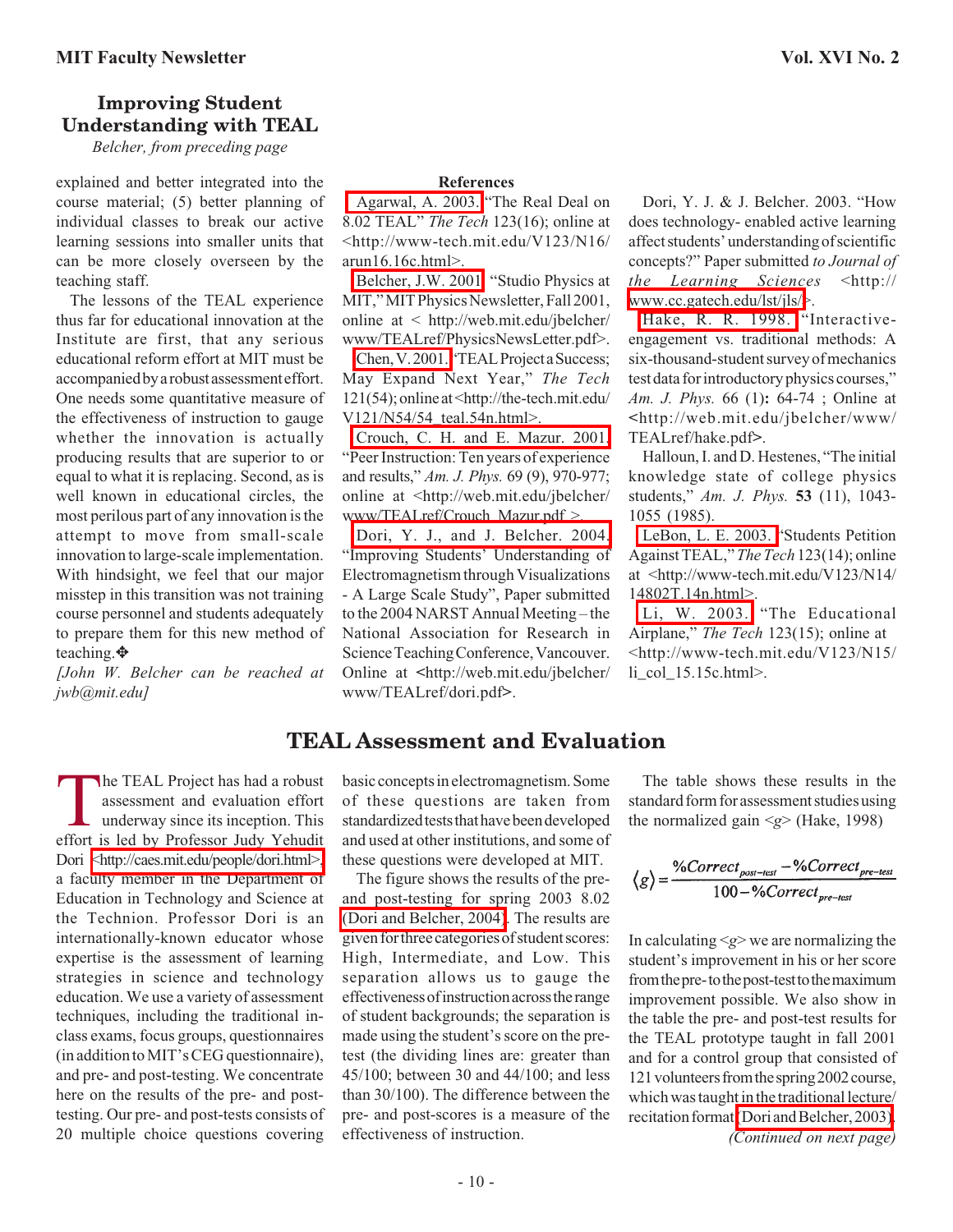## Improving Student Understanding with TEAL

*Belcher, from preceding page*

explained and better integrated into the course material; (5) better planning of individual classes to break our active learning sessions into smaller units that can be more closely overseen by the teaching staff.

The lessons of the TEAL experience thus far for educational innovation at the Institute are first, that any serious educational reform effort at MIT must be accompanied by a robust assessment effort. One needs some quantitative measure of the effectiveness of instruction to gauge whether the innovation is actually producing results that are superior to or equal to what it is replacing. Second, as is well known in educational circles, the most perilous part of any innovation is the attempt to move from small-scale innovation to large-scale implementation. With hindsight, we feel that our major misstep in this transition was not training course personnel and students adequately to prepare them for this new method of teaching.✥

*[John W. Belcher can be reached at jwb@mit.edu]*

### References

Agarwal, A. 2003. "The Real Deal on 8.02 TEAL" *The Tech* 123(16); online at <http://www-tech.mit.edu/V123/N16/arun16.16c.html>.

Belcher, J.W. 2001 "Studio Physics at MIT," MIT Physics Newsletter, Fall 2001, online at < http://web.mit.edu/jbelcher/www/TEALref/PhysicsNewsLetter.pdf>.

Chen, V. 2001. "TEAL Project a Success; May Expand Next Year," *The Tech* 121(54); online at <http://the-tech.mit.edu/V121/N54/54_teal.54n.html>.

Crouch, C. H. and E. Mazur. 2001. "Peer Instruction: Ten years of experience and results," *Am. J. Phys.* 69 (9), 970-977; online at <http://web.mit.edu/jbelcher/www/TEALref/Crouch_Mazur.pdf >.

Dori, Y. J., and J. Belcher. 2004. "Improving Students' Understanding of Electromagnetism through Visualizations - A Large Scale Study", Paper submitted to the 2004 NARST Annual Meeting – the National Association for Research in Science Teaching Conference, Vancouver. Online at <http://web.mit.edu/jbelcher/www/TEALref/dori.pdf>.

Dori, Y. J. & J. Belcher. 2003. "How does technology- enabled active learning affect students' understanding of scientific concepts?" Paper submitted *to Journal of the Learning Sciences* <http://www.cc.gatech.edu/lst/jls/>.

Hake, R. R. 1998. "Interactive-engagement vs. traditional methods: A six-thousand-student survey of mechanics test data for introductory physics courses," *Am. J. Phys.* 66 (1): 64-74 ; Online at <http://web.mit.edu/jbelcher/www/TEALref/hake.pdf>.

Halloun, I. and D. Hestenes, "The initial knowledge state of college physics students," *Am. J. Phys.* **53** (11), 1043-1055 (1985).

LeBon, L. E. 2003. "Students Petition Against TEAL," *The Tech* 123(14); online at <http://www-tech.mit.edu/V123/N14/14802T.14n.html>.

Li, W. 2003. "The Educational Airplane," *The Tech* 123(15); online at <http://www-tech.mit.edu/V123/N15/li_col_15.15c.html>.

## TEAL Assessment and Evaluation

The TEAL Project has had a robust assessment and evaluation effort underway since its inception. This effort is led by Professor Judy Yehudit Dori <http://caes.mit.edu/people/dori.html>, a faculty member in the Department of Education in Technology and Science at the Technion. Professor Dori is an internationally-known educator whose expertise is the assessment of learning strategies in science and technology education. We use a variety of assessment techniques, including the traditional in-class exams, focus groups, questionnaires (in addition to MIT's CEG questionnaire), and pre- and post-testing. We concentrate here on the results of the pre- and post-testing. Our pre- and post-tests consists of 20 multiple choice questions covering basic concepts in electromagnetism. Some of these questions are taken from standardized tests that have been developed and used at other institutions, and some of these questions were developed at MIT.

The figure shows the results of the pre- and post-testing for spring 2003 8.02 (Dori and Belcher, 2004). The results are given for three categories of student scores: High, Intermediate, and Low. This separation allows us to gauge the effectiveness of instruction across the range of student backgrounds; the separation is made using the student's score on the pre-test (the dividing lines are: greater than 45/100; between 30 and 44/100; and less than 30/100). The difference between the pre- and post-scores is a measure of the effectiveness of instruction.

The table shows these results in the standard form for assessment studies using the normalized gain <*g*> (Hake, 1998)

$$\langle g \rangle = \frac{\%Correct_{post-test} - \%Correct_{pre-test}}{100 - \%Correct_{pre-test}}$$

In calculating <*g*> we are normalizing the student's improvement in his or her score from the pre- to the post-test to the maximum improvement possible. We also show in the table the pre- and post-test results for the TEAL prototype taught in fall 2001 and for a control group that consisted of 121 volunteers from the spring 2002 course, which was taught in the traditional lecture/recitation format (Dori and Belcher, 2003).

*(Continued on next page)*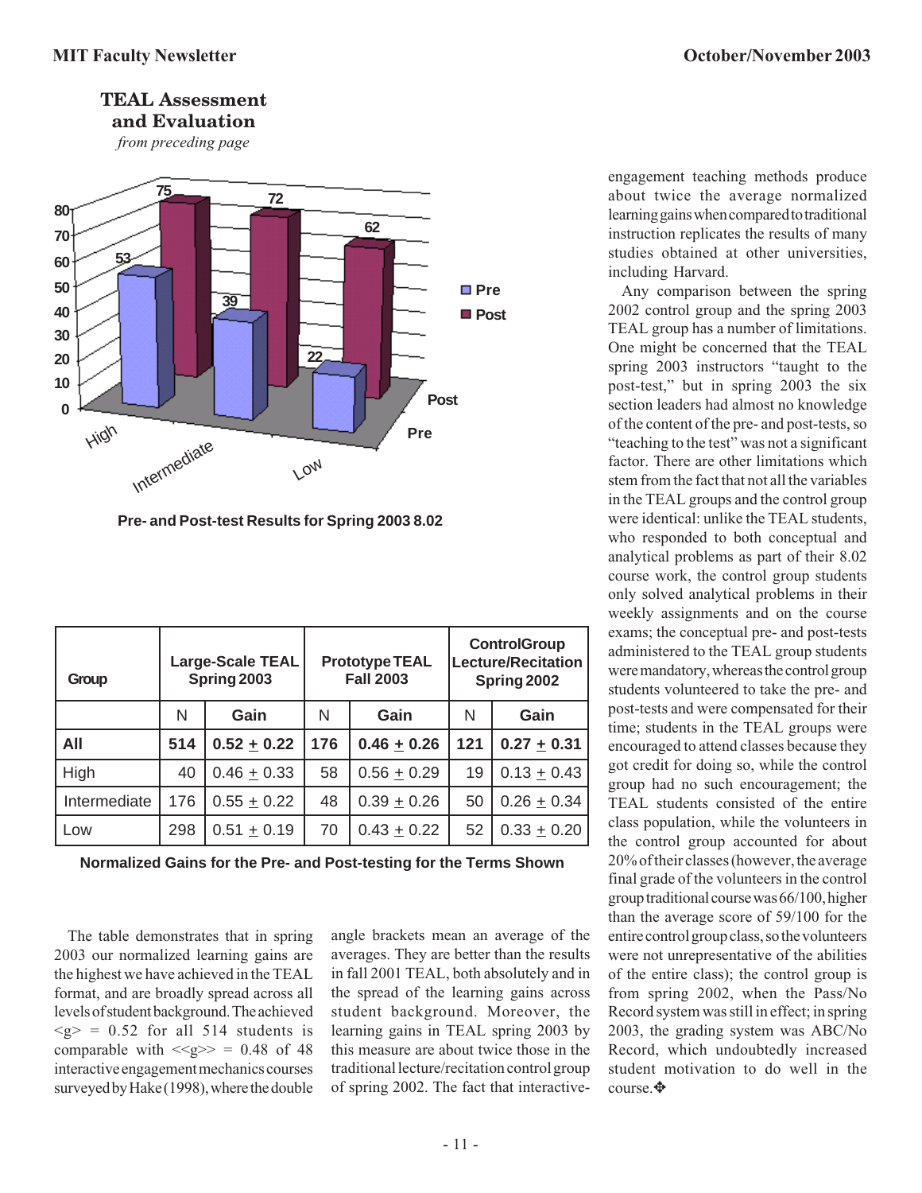## TEAL Assessment and Evaluation

*from preceding page*

75
72
62
53
39
22

80
70
60
50
40
30
20
10
0

Pre
Post

High
Intermediate
Low

Post
Pre

**Pre- and Post-test Results for Spring 2003 8.02**

| Group | Large-Scale TEAL Spring 2003 | | Prototype TEAL Fall 2003 | | ControlGroup Lecture/Recitation Spring 2002 | |
|---|---|---|---|---|---|---|
| | N | Gain | N | Gain | N | Gain |
| **All** | **514** | **0.52 ± 0.22** | **176** | **0.46 ± 0.26** | **121** | **0.27 ± 0.31** |
| High | 40 | 0.46 ± 0.33 | 58 | 0.56 ± 0.29 | 19 | 0.13 ± 0.43 |
| Intermediate | 176 | 0.55 ± 0.22 | 48 | 0.39 ± 0.26 | 50 | 0.26 ± 0.34 |
| Low | 298 | 0.51 ± 0.19 | 70 | 0.43 ± 0.22 | 52 | 0.33 ± 0.20 |

**Normalized Gains for the Pre- and Post-testing for the Terms Shown**

The table demonstrates that in spring 2003 our normalized learning gains are the highest we have achieved in the TEAL format, and are broadly spread across all levels of student background. The achieved <g> = 0.52 for all 514 students is comparable with <<g>> = 0.48 of 48 interactive engagement mechanics courses surveyed by Hake (1998), where the double angle brackets mean an average of the averages. They are better than the results in fall 2001 TEAL, both absolutely and in the spread of the learning gains across student background. Moreover, the learning gains in TEAL spring 2003 by this measure are about twice those in the traditional lecture/recitation control group of spring 2002. The fact that interactive-engagement teaching methods produce about twice the average normalized learning gains when compared to traditional instruction replicates the results of many studies obtained at other universities, including Harvard.

Any comparison between the spring 2002 control group and the spring 2003 TEAL group has a number of limitations. One might be concerned that the TEAL spring 2003 instructors "taught to the post-test," but in spring 2003 the six section leaders had almost no knowledge of the content of the pre- and post-tests, so "teaching to the test" was not a significant factor. There are other limitations which stem from the fact that not all the variables in the TEAL groups and the control group were identical: unlike the TEAL students, who responded to both conceptual and analytical problems as part of their 8.02 course work, the control group students only solved analytical problems in their weekly assignments and on the course exams; the conceptual pre- and post-tests administered to the TEAL group students were mandatory, whereas the control group students volunteered to take the pre- and post-tests and were compensated for their time; students in the TEAL groups were encouraged to attend classes because they got credit for doing so, while the control group had no such encouragement; the TEAL students consisted of the entire class population, while the volunteers in the control group accounted for about 20% of their classes (however, the average final grade of the volunteers in the control group traditional course was 66/100, higher than the average score of 59/100 for the entire control group class, so the volunteers were not unrepresentative of the abilities of the entire class); the control group is from spring 2002, when the Pass/No Record system was still in effect; in spring 2003, the grading system was ABC/No Record, which undoubtedly increased student motivation to do well in the course.✥